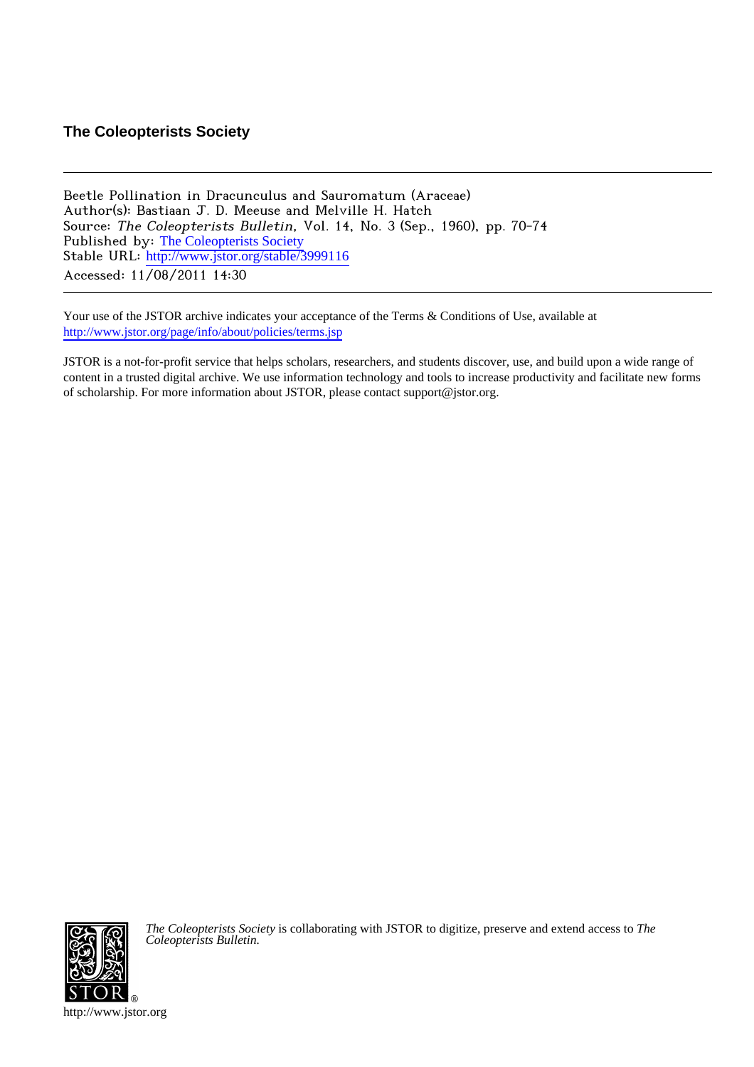**The Coleopterists Society**

---

Beetle Pollination in Dracunculus and Sauromatum (Araceae)
Author(s): Bastiaan J. D. Meeuse and Melville H. Hatch
Source: *The Coleopterists Bulletin*, Vol. 14, No. 3 (Sep., 1960), pp. 70-74
Published by: The Coleopterists Society
Stable URL: http://www.jstor.org/stable/3999116
Accessed: 11/08/2011 14:30

---

Your use of the JSTOR archive indicates your acceptance of the Terms & Conditions of Use, available at http://www.jstor.org/page/info/about/policies/terms.jsp

JSTOR is a not-for-profit service that helps scholars, researchers, and students discover, use, and build upon a wide range of content in a trusted digital archive. We use information technology and tools to increase productivity and facilitate new forms of scholarship. For more information about JSTOR, please contact support@jstor.org.

*The Coleopterists Society* is collaborating with JSTOR to digitize, preserve and extend access to *The Coleopterists Bulletin.*

http://www.jstor.org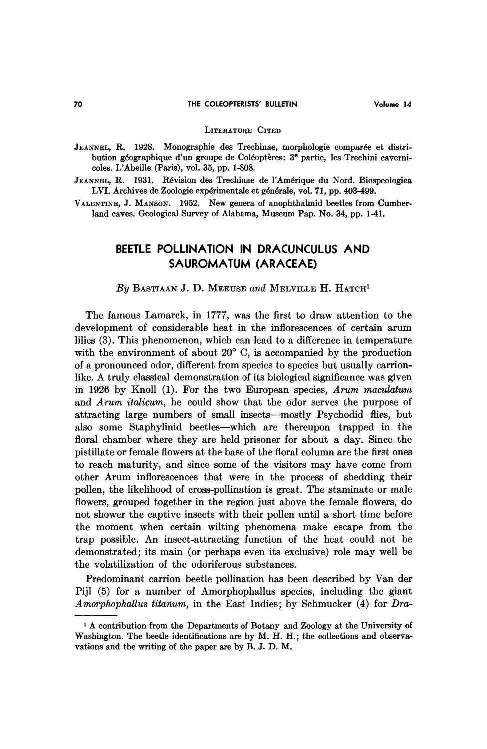### Literature Cited

Jeannel, R. 1928. Monographie des Trechinae, morphologie comparée et distribution géographique d'un groupe de Coléoptères: 3e partie, les Trechini cavernicoles. L'Abeille (Paris), vol. 35, pp. 1-808.

Jeannel, R. 1931. Révision des Trechinae de l'Amérique du Nord. Biospeologica LVI. Archives de Zoologie expérimentale et générale, vol. 71, pp. 403-499.

Valentine, J. Manson. 1952. New genera of anophthalmid beetles from Cumberland caves. Geological Survey of Alabama, Museum Pap. No. 34, pp. 1-41.

# BEETLE POLLINATION IN DRACUNCULUS AND SAUROMATUM (ARACEAE)

*By* Bastiaan J. D. Meeuse *and* Melville H. Hatch[1]

The famous Lamarck, in 1777, was the first to draw attention to the development of considerable heat in the inflorescences of certain arum lilies (3). This phenomenon, which can lead to a difference in temperature with the environment of about 20° C, is accompanied by the production of a pronounced odor, different from species to species but usually carrion-like. A truly classical demonstration of its biological significance was given in 1926 by Knoll (1). For the two European species, *Arum maculatum* and *Arum italicum*, he could show that the odor serves the purpose of attracting large numbers of small insects—mostly Psychodid flies, but also some Staphylinid beetles—which are thereupon trapped in the floral chamber where they are held prisoner for about a day. Since the pistillate or female flowers at the base of the floral column are the first ones to reach maturity, and since some of the visitors may have come from other Arum inflorescences that were in the process of shedding their pollen, the likelihood of cross-pollination is great. The staminate or male flowers, grouped together in the region just above the female flowers, do not shower the captive insects with their pollen until a short time before the moment when certain wilting phenomena make escape from the trap possible. An insect-attracting function of the heat could not be demonstrated; its main (or perhaps even its exclusive) role may well be the volatilization of the odoriferous substances.

Predominant carrion beetle pollination has been described by Van der Pijl (5) for a number of Amorphophallus species, including the giant *Amorphophallus titanum*, in the East Indies; by Schmucker (4) for *Dra-*

[1] A contribution from the Departments of Botany and Zoology at the University of Washington. The beetle identifications are by M. H. H.; the collections and observations and the writing of the paper are by B. J. D. M.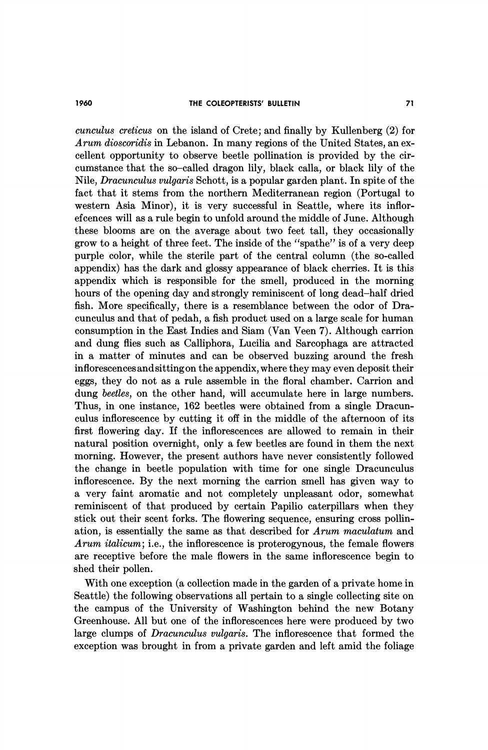*cunculus creticus* on the island of Crete; and finally by Kullenberg (2) for *Arum dioscoridis* in Lebanon. In many regions of the United States, an excellent opportunity to observe beetle pollination is provided by the circumstance that the so-called dragon lily, black calla, or black lily of the Nile, *Dracunculus vulgaris* Schott, is a popular garden plant. In spite of the fact that it stems from the northern Mediterranean region (Portugal to western Asia Minor), it is very successful in Seattle, where its inflorefcences will as a rule begin to unfold around the middle of June. Although these blooms are on the average about two feet tall, they occasionally grow to a height of three feet. The inside of the "spathe" is of a very deep purple color, while the sterile part of the central column (the so-called appendix) has the dark and glossy appearance of black cherries. It is this appendix which is responsible for the smell, produced in the morning hours of the opening day and strongly reminiscent of long dead–half dried fish. More specifically, there is a resemblance between the odor of Dracunculus and that of pedah, a fish product used on a large scale for human consumption in the East Indies and Siam (Van Veen 7). Although carrion and dung flies such as Calliphora, Lucilia and Sarcophaga are attracted in a matter of minutes and can be observed buzzing around the fresh inflorescences and sitting on the appendix, where they may even deposit their eggs, they do not as a rule assemble in the floral chamber. Carrion and dung *beetles*, on the other hand, will accumulate here in large numbers. Thus, in one instance, 162 beetles were obtained from a single Dracunculus inflorescence by cutting it off in the middle of the afternoon of its first flowering day. If the inflorescences are allowed to remain in their natural position overnight, only a few beetles are found in them the next morning. However, the present authors have never consistently followed the change in beetle population with time for one single Dracunculus inflorescence. By the next morning the carrion smell has given way to a very faint aromatic and not completely unpleasant odor, somewhat reminiscent of that produced by certain Papilio caterpillars when they stick out their scent forks. The flowering sequence, ensuring cross pollination, is essentially the same as that described for *Arum maculatum* and *Arum italicum*; i.e., the inflorescence is proterogynous, the female flowers are receptive before the male flowers in the same inflorescence begin to shed their pollen.

With one exception (a collection made in the garden of a private home in Seattle) the following observations all pertain to a single collecting site on the campus of the University of Washington behind the new Botany Greenhouse. All but one of the inflorescences here were produced by two large clumps of *Dracunculus vulgaris*. The inflorescence that formed the exception was brought in from a private garden and left amid the foliage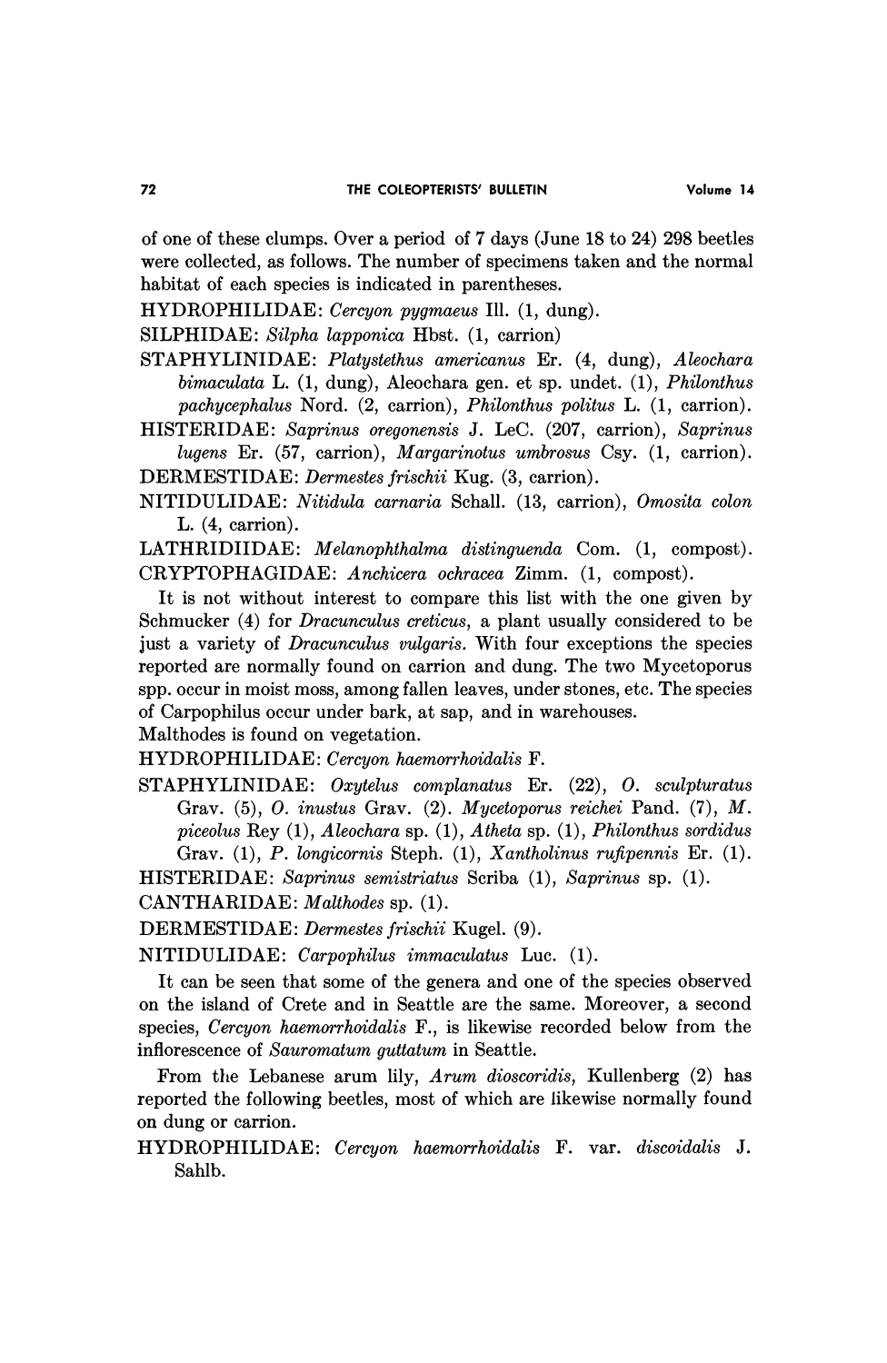of one of these clumps. Over a period of 7 days (June 18 to 24) 298 beetles were collected, as follows. The number of specimens taken and the normal habitat of each species is indicated in parentheses.

HYDROPHILIDAE: *Cercyon pygmaeus* Ill. (1, dung).

SILPHIDAE: *Silpha lapponica* Hbst. (1, carrion)

STAPHYLINIDAE: *Platystethus americanus* Er. (4, dung), *Aleochara bimaculata* L. (1, dung), Aleochara gen. et sp. undet. (1), *Philonthus pachycephalus* Nord. (2, carrion), *Philonthus politus* L. (1, carrion).

HISTERIDAE: *Saprinus oregonensis* J. LeC. (207, carrion), *Saprinus lugens* Er. (57, carrion), *Margarinotus umbrosus* Csy. (1, carrion).

DERMESTIDAE: *Dermestes frischii* Kug. (3, carrion).

NITIDULIDAE: *Nitidula carnaria* Schall. (13, carrion), *Omosita colon* L. (4, carrion).

LATHRIDIIDAE: *Melanophthalma distinguenda* Com. (1, compost).

CRYPTOPHAGIDAE: *Anchicera ochracea* Zimm. (1, compost).

It is not without interest to compare this list with the one given by Schmucker (4) for *Dracunculus creticus*, a plant usually considered to be just a variety of *Dracunculus vulgaris*. With four exceptions the species reported are normally found on carrion and dung. The two Mycetoporus spp. occur in moist moss, among fallen leaves, under stones, etc. The species of Carpophilus occur under bark, at sap, and in warehouses.
Malthodes is found on vegetation.

HYDROPHILIDAE: *Cercyon haemorrhoidalis* F.

STAPHYLINIDAE: *Oxytelus complanatus* Er. (22), *O. sculpturatus* Grav. (5), *O. inustus* Grav. (2). *Mycetoporus reichei* Pand. (7), *M. piceolus* Rey (1), *Aleochara* sp. (1), *Atheta* sp. (1), *Philonthus sordidus* Grav. (1), *P. longicornis* Steph. (1), *Xantholinus rufipennis* Er. (1).

HISTERIDAE: *Saprinus semistriatus* Scriba (1), *Saprinus* sp. (1).

CANTHARIDAE: *Malthodes* sp. (1).

DERMESTIDAE: *Dermestes frischii* Kugel. (9).

NITIDULIDAE: *Carpophilus immaculatus* Luc. (1).

It can be seen that some of the genera and one of the species observed on the island of Crete and in Seattle are the same. Moreover, a second species, *Cercyon haemorrhoidalis* F., is likewise recorded below from the inflorescence of *Sauromatum guttatum* in Seattle.

From the Lebanese arum lily, *Arum dioscoridis*, Kullenberg (2) has reported the following beetles, most of which are likewise normally found on dung or carrion.

HYDROPHILIDAE: *Cercyon haemorrhoidalis* F. var. *discoidalis* J. Sahlb.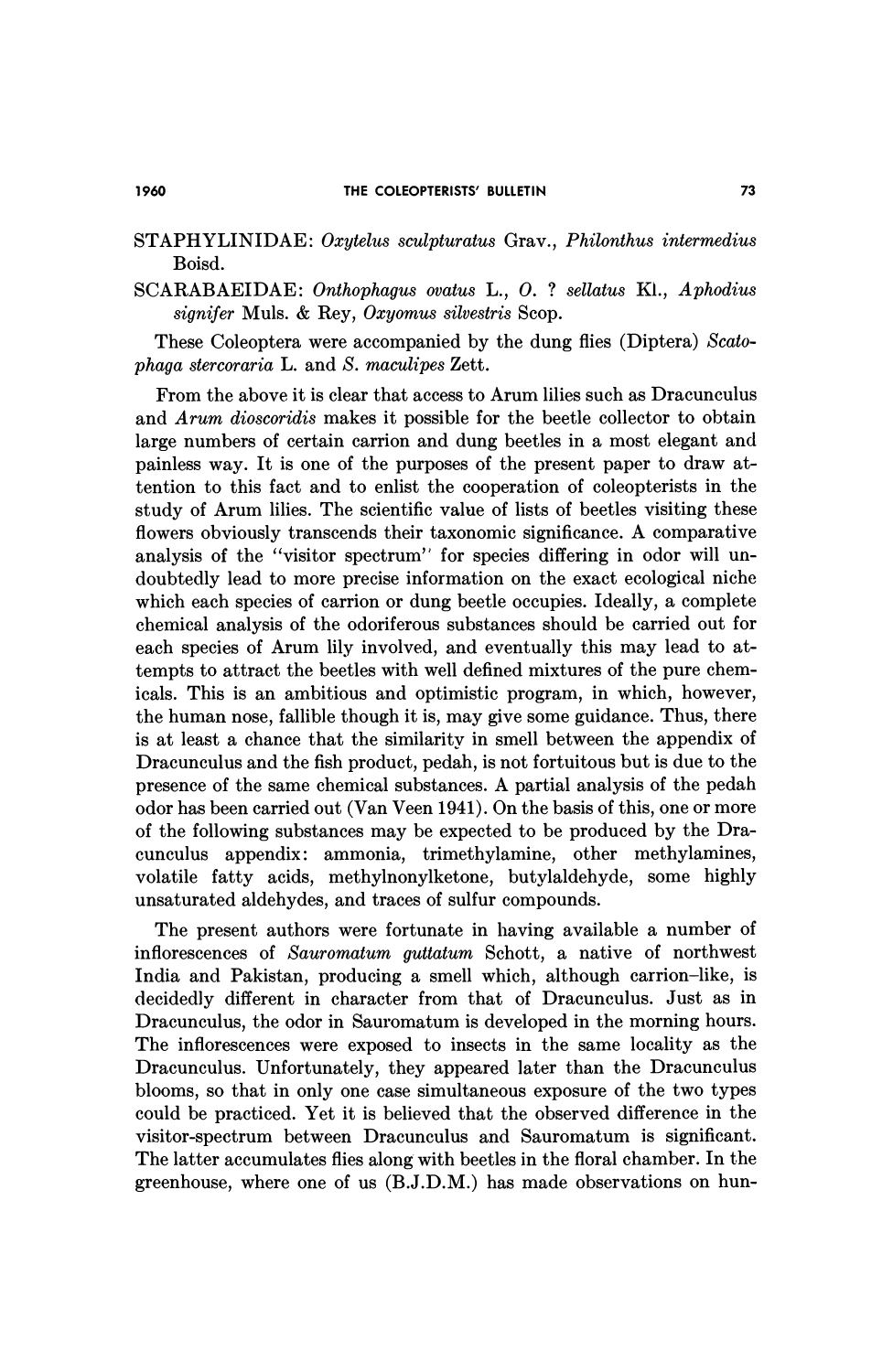STAPHYLINIDAE: *Oxytelus sculpturatus* Grav., *Philonthus intermedius* Boisd.

SCARABAEIDAE: *Onthophagus ovatus* L., *O.* ? *sellatus* Kl., *Aphodius signifer* Muls. & Rey, *Oxyomus silvestris* Scop.

These Coleoptera were accompanied by the dung flies (Diptera) *Scatophaga stercoraria* L. and *S. maculipes* Zett.

From the above it is clear that access to Arum lilies such as Dracunculus and *Arum dioscoridis* makes it possible for the beetle collector to obtain large numbers of certain carrion and dung beetles in a most elegant and painless way. It is one of the purposes of the present paper to draw attention to this fact and to enlist the cooperation of coleopterists in the study of Arum lilies. The scientific value of lists of beetles visiting these flowers obviously transcends their taxonomic significance. A comparative analysis of the "visitor spectrum" for species differing in odor will undoubtedly lead to more precise information on the exact ecological niche which each species of carrion or dung beetle occupies. Ideally, a complete chemical analysis of the odoriferous substances should be carried out for each species of Arum lily involved, and eventually this may lead to attempts to attract the beetles with well defined mixtures of the pure chemicals. This is an ambitious and optimistic program, in which, however, the human nose, fallible though it is, may give some guidance. Thus, there is at least a chance that the similarity in smell between the appendix of Dracunculus and the fish product, pedah, is not fortuitous but is due to the presence of the same chemical substances. A partial analysis of the pedah odor has been carried out (Van Veen 1941). On the basis of this, one or more of the following substances may be expected to be produced by the Dracunculus appendix: ammonia, trimethylamine, other methylamines, volatile fatty acids, methylnonylketone, butylaldehyde, some highly unsaturated aldehydes, and traces of sulfur compounds.

The present authors were fortunate in having available a number of inflorescences of *Sauromatum guttatum* Schott, a native of northwest India and Pakistan, producing a smell which, although carrion-like, is decidedly different in character from that of Dracunculus. Just as in Dracunculus, the odor in Sauromatum is developed in the morning hours. The inflorescences were exposed to insects in the same locality as the Dracunculus. Unfortunately, they appeared later than the Dracunculus blooms, so that in only one case simultaneous exposure of the two types could be practiced. Yet it is believed that the observed difference in the visitor-spectrum between Dracunculus and Sauromatum is significant. The latter accumulates flies along with beetles in the floral chamber. In the greenhouse, where one of us (B.J.D.M.) has made observations on hun-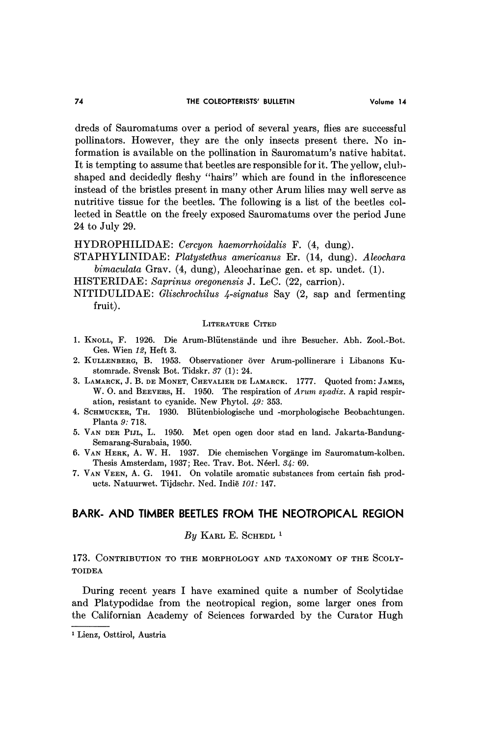dreds of Sauromatums over a period of several years, flies are successful pollinators. However, they are the only insects present there. No information is available on the pollination in Sauromatum's native habitat. It is tempting to assume that beetles are responsible for it. The yellow, club-shaped and decidedly fleshy "hairs" which are found in the inflorescence instead of the bristles present in many other Arum lilies may well serve as nutritive tissue for the beetles. The following is a list of the beetles collected in Seattle on the freely exposed Sauromatums over the period June 24 to July 29.

HYDROPHILIDAE: *Cercyon haemorrhoidalis* F. (4, dung).
STAPHYLINIDAE: *Platystethus americanus* Er. (14, dung). *Aleochara bimaculata* Grav. (4, dung), Aleocharinae gen. et sp. undet. (1).
HISTERIDAE: *Saprinus oregonensis* J. LeC. (22, carrion).
NITIDULIDAE: *Glischrochilus 4-signatus* Say (2, sap and fermenting fruit).

### Literature Cited

1. Knoll, F. 1926. Die Arum-Blütenstände und ihre Besucher. Abh. Zool.-Bot. Ges. Wien *12*, Heft 3.
2. Kullenberg, B. 1953. Observationer över Arum-pollinerare i Libanons Kustomrade. Svensk Bot. Tidskr. *37* (1): 24.
3. Lamarck, J. B. de Monet, Chevalier de Lamarck. 1777. Quoted from: James, W. O. and Beevers, H. 1950. The respiration of *Arum spadix*. A rapid respiration, resistant to cyanide. New Phytol. *49:* 353.
4. Schmucker, Th. 1930. Blütenbiologische und -morphologische Beobachtungen. Planta *9:* 718.
5. Van der Pijl, L. 1950. Met open ogen door stad en land. Jakarta-Bandung-Semarang-Surabaia, 1950.
6. Van Herk, A. W. H. 1937. Die chemischen Vorgänge im Sauromatum-kolben. Thesis Amsterdam, 1937; Rec. Trav. Bot. Néerl. *34:* 69.
7. Van Veen, A. G. 1941. On volatile aromatic substances from certain fish products. Natuurwet. Tijdschr. Ned. Indië *101:* 147.

# BARK- AND TIMBER BEETLES FROM THE NEOTROPICAL REGION

*By* Karl E. Schedl [1]

173. Contribution to the morphology and taxonomy of the Scolytoidea

During recent years I have examined quite a number of Scolytidae and Platypodidae from the neotropical region, some larger ones from the Californian Academy of Sciences forwarded by the Curator Hugh

[1] Lienz, Osttirol, Austria